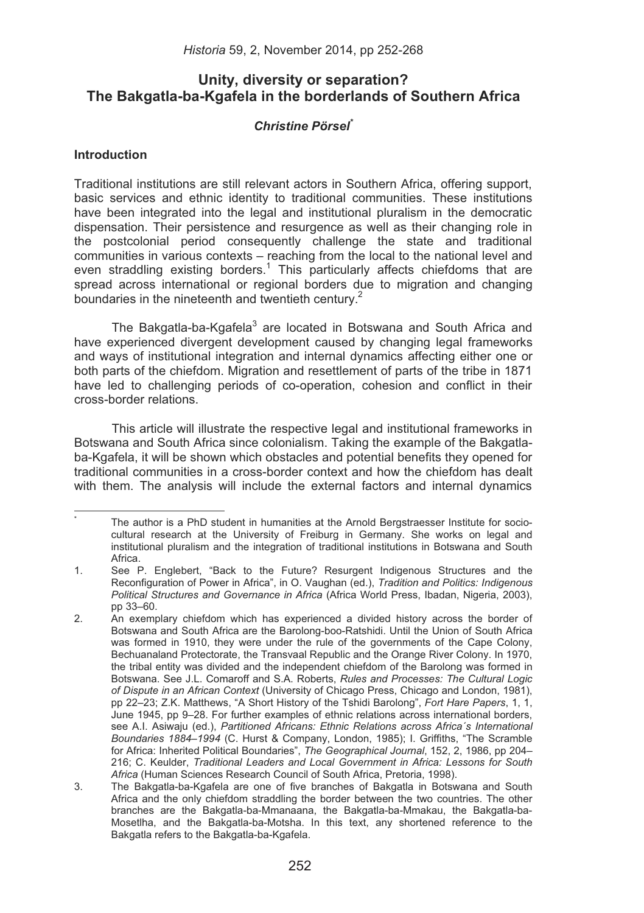# Unity, diversity or separation? The Bakgatla-ba-Kgafela in the borderlands of Southern Africa

***Christine Pörsel****

## Introduction

Traditional institutions are still relevant actors in Southern Africa, offering support, basic services and ethnic identity to traditional communities. These institutions have been integrated into the legal and institutional pluralism in the democratic dispensation. Their persistence and resurgence as well as their changing role in the postcolonial period consequently challenge the state and traditional communities in various contexts – reaching from the local to the national level and even straddling existing borders.[1] This particularly affects chiefdoms that are spread across international or regional borders due to migration and changing boundaries in the nineteenth and twentieth century.[2]

The Bakgatla-ba-Kgafela[3] are located in Botswana and South Africa and have experienced divergent development caused by changing legal frameworks and ways of institutional integration and internal dynamics affecting either one or both parts of the chiefdom. Migration and resettlement of parts of the tribe in 1871 have led to challenging periods of co-operation, cohesion and conflict in their cross-border relations.

This article will illustrate the respective legal and institutional frameworks in Botswana and South Africa since colonialism. Taking the example of the Bakgatla-ba-Kgafela, it will be shown which obstacles and potential benefits they opened for traditional communities in a cross-border context and how the chiefdom has dealt with them. The analysis will include the external factors and internal dynamics

---

\* The author is a PhD student in humanities at the Arnold Bergstraesser Institute for socio-cultural research at the University of Freiburg in Germany. She works on legal and institutional pluralism and the integration of traditional institutions in Botswana and South Africa.

1. See P. Englebert, "Back to the Future? Resurgent Indigenous Structures and the Reconfiguration of Power in Africa", in O. Vaughan (ed.), *Tradition and Politics: Indigenous Political Structures and Governance in Africa* (Africa World Press, Ibadan, Nigeria, 2003), pp 33–60.
2. An exemplary chiefdom which has experienced a divided history across the border of Botswana and South Africa are the Barolong-boo-Ratshidi. Until the Union of South Africa was formed in 1910, they were under the rule of the governments of the Cape Colony, Bechuanaland Protectorate, the Transvaal Republic and the Orange River Colony. In 1970, the tribal entity was divided and the independent chiefdom of the Barolong was formed in Botswana. See J.L. Comaroff and S.A. Roberts, *Rules and Processes: The Cultural Logic of Dispute in an African Context* (University of Chicago Press, Chicago and London, 1981), pp 22–23; Z.K. Matthews, "A Short History of the Tshidi Barolong", *Fort Hare Papers*, 1, 1, June 1945, pp 9–28. For further examples of ethnic relations across international borders, see A.I. Asiwaju (ed.), *Partitioned Africans: Ethnic Relations across Africa´s International Boundaries 1884–1994* (C. Hurst & Company, London, 1985); I. Griffiths, "The Scramble for Africa: Inherited Political Boundaries", *The Geographical Journal*, 152, 2, 1986, pp 204–216; C. Keulder, *Traditional Leaders and Local Government in Africa: Lessons for South Africa* (Human Sciences Research Council of South Africa, Pretoria, 1998).
3. The Bakgatla-ba-Kgafela are one of five branches of Bakgatla in Botswana and South Africa and the only chiefdom straddling the border between the two countries. The other branches are the Bakgatla-ba-Mmanaana, the Bakgatla-ba-Mmakau, the Bakgatla-ba-Mosetlha, and the Bakgatla-ba-Motsha. In this text, any shortened reference to the Bakgatla refers to the Bakgatla-ba-Kgafela.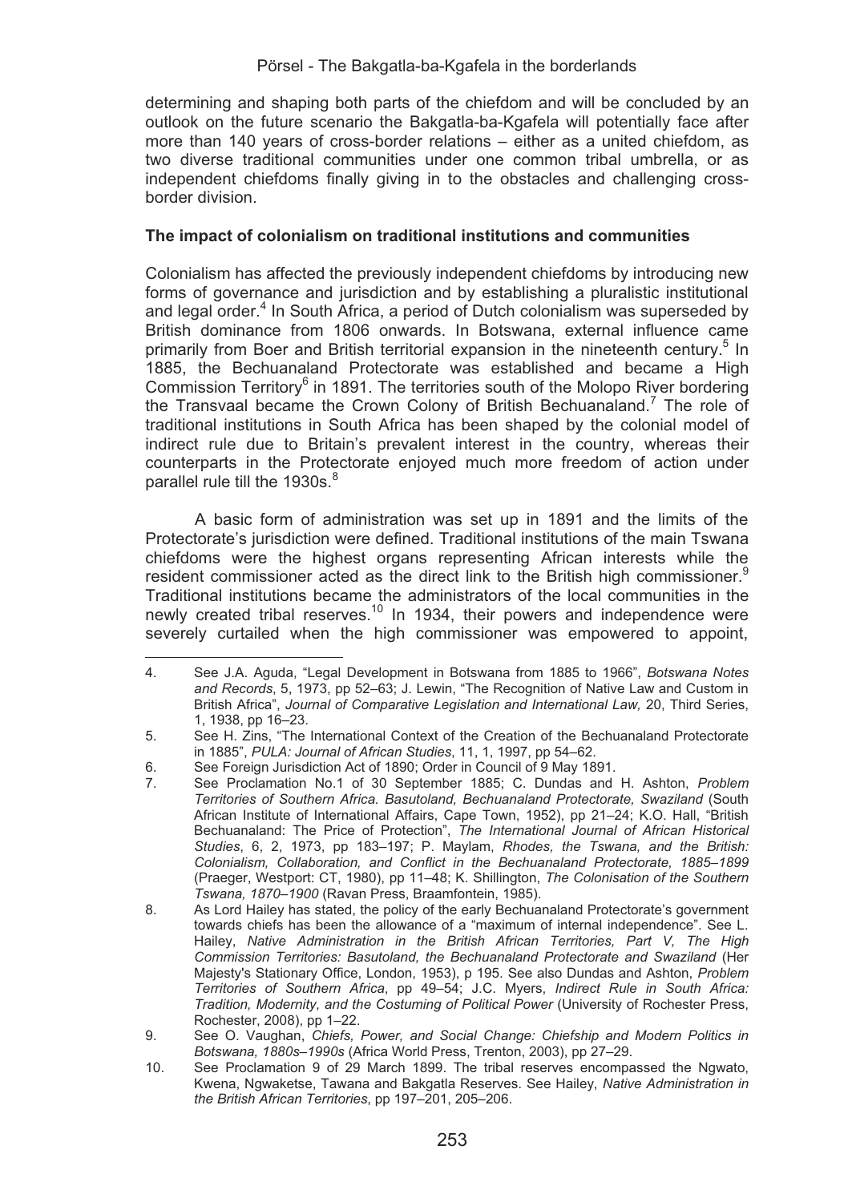determining and shaping both parts of the chiefdom and will be concluded by an outlook on the future scenario the Bakgatla-ba-Kgafela will potentially face after more than 140 years of cross-border relations – either as a united chiefdom, as two diverse traditional communities under one common tribal umbrella, or as independent chiefdoms finally giving in to the obstacles and challenging cross-border division.

**The impact of colonialism on traditional institutions and communities**

Colonialism has affected the previously independent chiefdoms by introducing new forms of governance and jurisdiction and by establishing a pluralistic institutional and legal order.[4] In South Africa, a period of Dutch colonialism was superseded by British dominance from 1806 onwards. In Botswana, external influence came primarily from Boer and British territorial expansion in the nineteenth century.[5] In 1885, the Bechuanaland Protectorate was established and became a High Commission Territory[6] in 1891. The territories south of the Molopo River bordering the Transvaal became the Crown Colony of British Bechuanaland.[7] The role of traditional institutions in South Africa has been shaped by the colonial model of indirect rule due to Britain's prevalent interest in the country, whereas their counterparts in the Protectorate enjoyed much more freedom of action under parallel rule till the 1930s.[8]

A basic form of administration was set up in 1891 and the limits of the Protectorate's jurisdiction were defined. Traditional institutions of the main Tswana chiefdoms were the highest organs representing African interests while the resident commissioner acted as the direct link to the British high commissioner.[9] Traditional institutions became the administrators of the local communities in the newly created tribal reserves.[10] In 1934, their powers and independence were severely curtailed when the high commissioner was empowered to appoint,

---

4. See J.A. Aguda, "Legal Development in Botswana from 1885 to 1966", *Botswana Notes and Records*, 5, 1973, pp 52–63; J. Lewin, "The Recognition of Native Law and Custom in British Africa", *Journal of Comparative Legislation and International Law,* 20, Third Series, 1, 1938, pp 16–23.
5. See H. Zins, "The International Context of the Creation of the Bechuanaland Protectorate in 1885", *PULA: Journal of African Studies*, 11, 1, 1997, pp 54–62.
6. See Foreign Jurisdiction Act of 1890; Order in Council of 9 May 1891.
7. See Proclamation No.1 of 30 September 1885; C. Dundas and H. Ashton, *Problem Territories of Southern Africa. Basutoland, Bechuanaland Protectorate, Swaziland* (South African Institute of International Affairs, Cape Town, 1952), pp 21–24; K.O. Hall, "British Bechuanaland: The Price of Protection", *The International Journal of African Historical Studies*, 6, 2, 1973, pp 183–197; P. Maylam, *Rhodes, the Tswana, and the British: Colonialism, Collaboration, and Conflict in the Bechuanaland Protectorate, 1885–1899* (Praeger, Westport: CT, 1980), pp 11–48; K. Shillington, *The Colonisation of the Southern Tswana, 1870–1900* (Ravan Press, Braamfontein, 1985).
8. As Lord Hailey has stated, the policy of the early Bechuanaland Protectorate's government towards chiefs has been the allowance of a "maximum of internal independence". See L. Hailey, *Native Administration in the British African Territories, Part V, The High Commission Territories: Basutoland, the Bechuanaland Protectorate and Swaziland* (Her Majesty's Stationary Office, London, 1953), p 195. See also Dundas and Ashton, *Problem Territories of Southern Africa*, pp 49–54; J.C. Myers, *Indirect Rule in South Africa: Tradition, Modernity, and the Costuming of Political Power* (University of Rochester Press, Rochester, 2008), pp 1–22.
9. See O. Vaughan, *Chiefs, Power, and Social Change: Chiefship and Modern Politics in Botswana, 1880s–1990s* (Africa World Press, Trenton, 2003), pp 27–29.
10. See Proclamation 9 of 29 March 1899. The tribal reserves encompassed the Ngwato, Kwena, Ngwaketse, Tawana and Bakgatla Reserves. See Hailey, *Native Administration in the British African Territories*, pp 197–201, 205–206.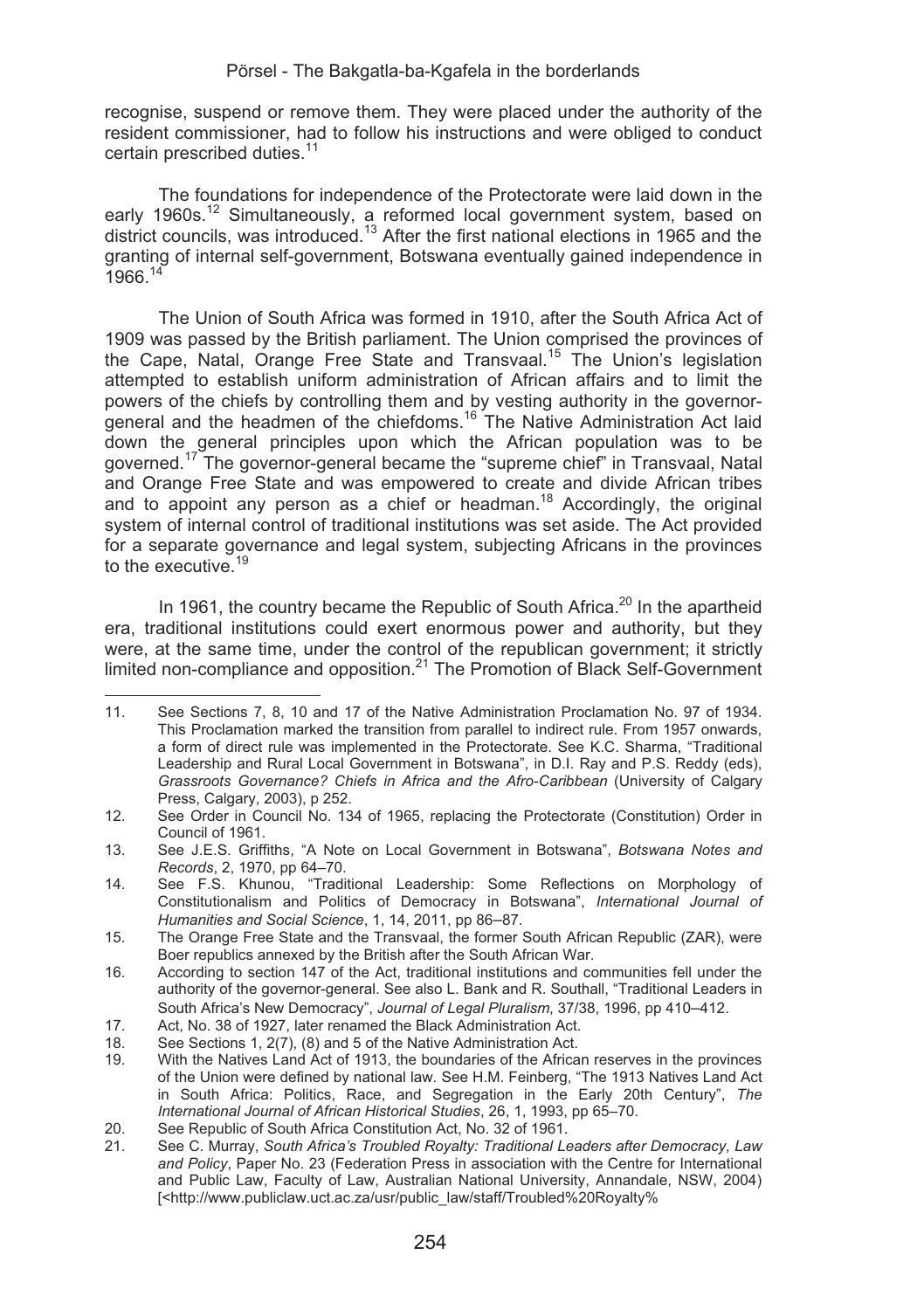recognise, suspend or remove them. They were placed under the authority of the resident commissioner, had to follow his instructions and were obliged to conduct certain prescribed duties.[11]

The foundations for independence of the Protectorate were laid down in the early 1960s.[12] Simultaneously, a reformed local government system, based on district councils, was introduced.[13] After the first national elections in 1965 and the granting of internal self-government, Botswana eventually gained independence in 1966.[14]

The Union of South Africa was formed in 1910, after the South Africa Act of 1909 was passed by the British parliament. The Union comprised the provinces of the Cape, Natal, Orange Free State and Transvaal.[15] The Union's legislation attempted to establish uniform administration of African affairs and to limit the powers of the chiefs by controlling them and by vesting authority in the governor-general and the headmen of the chiefdoms.[16] The Native Administration Act laid down the general principles upon which the African population was to be governed.[17] The governor-general became the "supreme chief" in Transvaal, Natal and Orange Free State and was empowered to create and divide African tribes and to appoint any person as a chief or headman.[18] Accordingly, the original system of internal control of traditional institutions was set aside. The Act provided for a separate governance and legal system, subjecting Africans in the provinces to the executive.[19]

In 1961, the country became the Republic of South Africa.[20] In the apartheid era, traditional institutions could exert enormous power and authority, but they were, at the same time, under the control of the republican government; it strictly limited non-compliance and opposition.[21] The Promotion of Black Self-Government

---

11. See Sections 7, 8, 10 and 17 of the Native Administration Proclamation No. 97 of 1934. This Proclamation marked the transition from parallel to indirect rule. From 1957 onwards, a form of direct rule was implemented in the Protectorate. See K.C. Sharma, "Traditional Leadership and Rural Local Government in Botswana", in D.I. Ray and P.S. Reddy (eds), *Grassroots Governance? Chiefs in Africa and the Afro-Caribbean* (University of Calgary Press, Calgary, 2003), p 252.
12. See Order in Council No. 134 of 1965, replacing the Protectorate (Constitution) Order in Council of 1961.
13. See J.E.S. Griffiths, "A Note on Local Government in Botswana", *Botswana Notes and Records*, 2, 1970, pp 64–70.
14. See F.S. Khunou, "Traditional Leadership: Some Reflections on Morphology of Constitutionalism and Politics of Democracy in Botswana", *International Journal of Humanities and Social Science*, 1, 14, 2011, pp 86–87.
15. The Orange Free State and the Transvaal, the former South African Republic (ZAR), were Boer republics annexed by the British after the South African War.
16. According to section 147 of the Act, traditional institutions and communities fell under the authority of the governor-general. See also L. Bank and R. Southall, "Traditional Leaders in South Africa's New Democracy", *Journal of Legal Pluralism*, 37/38, 1996, pp 410–412.
17. Act, No. 38 of 1927, later renamed the Black Administration Act.
18. See Sections 1, 2(7), (8) and 5 of the Native Administration Act.
19. With the Natives Land Act of 1913, the boundaries of the African reserves in the provinces of the Union were defined by national law. See H.M. Feinberg, "The 1913 Natives Land Act in South Africa: Politics, Race, and Segregation in the Early 20th Century", *The International Journal of African Historical Studies*, 26, 1, 1993, pp 65–70.
20. See Republic of South Africa Constitution Act, No. 32 of 1961.
21. See C. Murray, *South Africa's Troubled Royalty: Traditional Leaders after Democracy, Law and Policy*, Paper No. 23 (Federation Press in association with the Centre for International and Public Law, Faculty of Law, Australian National University, Annandale, NSW, 2004) [<http://www.publiclaw.uct.ac.za/usr/public_law/staff/Troubled%20Royalty%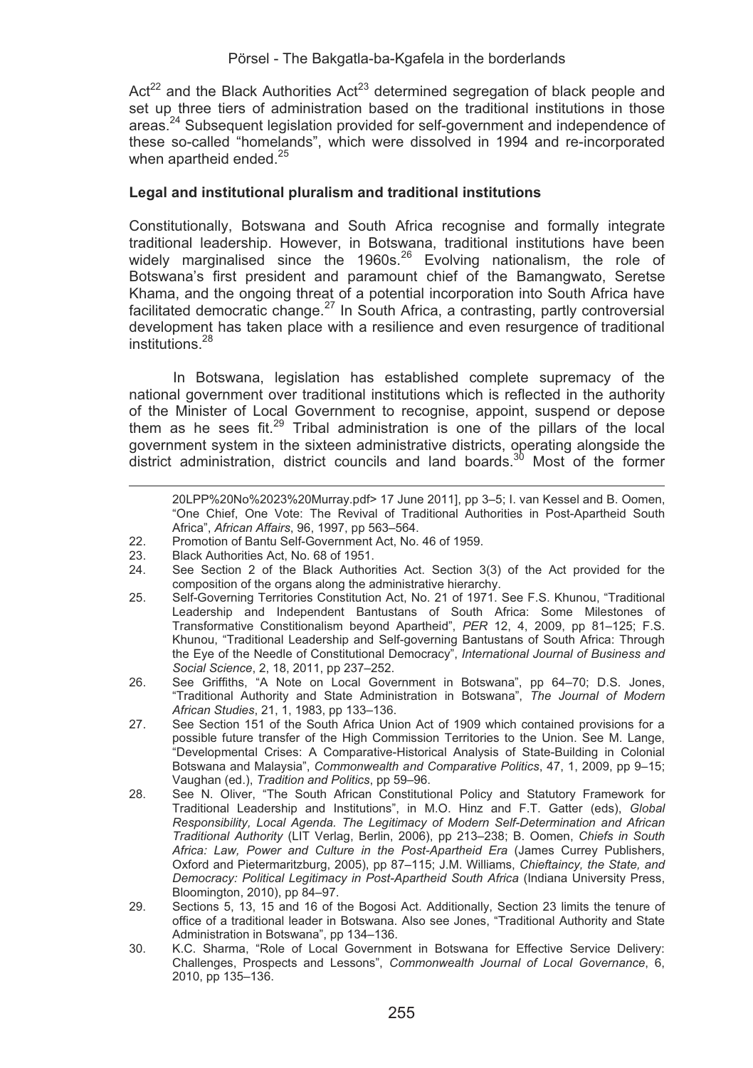Act[22] and the Black Authorities Act[23] determined segregation of black people and set up three tiers of administration based on the traditional institutions in those areas.[24] Subsequent legislation provided for self-government and independence of these so-called "homelands", which were dissolved in 1994 and re-incorporated when apartheid ended.[25]

**Legal and institutional pluralism and traditional institutions**

Constitutionally, Botswana and South Africa recognise and formally integrate traditional leadership. However, in Botswana, traditional institutions have been widely marginalised since the 1960s.[26] Evolving nationalism, the role of Botswana's first president and paramount chief of the Bamangwato, Seretse Khama, and the ongoing threat of a potential incorporation into South Africa have facilitated democratic change.[27] In South Africa, a contrasting, partly controversial development has taken place with a resilience and even resurgence of traditional institutions.[28]

In Botswana, legislation has established complete supremacy of the national government over traditional institutions which is reflected in the authority of the Minister of Local Government to recognise, appoint, suspend or depose them as he sees fit.[29] Tribal administration is one of the pillars of the local government system in the sixteen administrative districts, operating alongside the district administration, district councils and land boards.[30] Most of the former

---

20LPP%20No%2023%20Murray.pdf> 17 June 2011], pp 3–5; I. van Kessel and B. Oomen, "One Chief, One Vote: The Revival of Traditional Authorities in Post-Apartheid South Africa", *African Affairs*, 96, 1997, pp 563–564.

22. Promotion of Bantu Self-Government Act, No. 46 of 1959.
23. Black Authorities Act, No. 68 of 1951.
24. See Section 2 of the Black Authorities Act. Section 3(3) of the Act provided for the composition of the organs along the administrative hierarchy.
25. Self-Governing Territories Constitution Act, No. 21 of 1971. See F.S. Khunou, "Traditional Leadership and Independent Bantustans of South Africa: Some Milestones of Transformative Constitionalism beyond Apartheid", *PER* 12, 4, 2009, pp 81–125; F.S. Khunou, "Traditional Leadership and Self-governing Bantustans of South Africa: Through the Eye of the Needle of Constitutional Democracy", *International Journal of Business and Social Science*, 2, 18, 2011, pp 237–252.
26. See Griffiths, "A Note on Local Government in Botswana", pp 64–70; D.S. Jones, "Traditional Authority and State Administration in Botswana", *The Journal of Modern African Studies*, 21, 1, 1983, pp 133–136.
27. See Section 151 of the South Africa Union Act of 1909 which contained provisions for a possible future transfer of the High Commission Territories to the Union. See M. Lange, "Developmental Crises: A Comparative-Historical Analysis of State-Building in Colonial Botswana and Malaysia", *Commonwealth and Comparative Politics*, 47, 1, 2009, pp 9–15; Vaughan (ed.), *Tradition and Politics*, pp 59–96.
28. See N. Oliver, "The South African Constitutional Policy and Statutory Framework for Traditional Leadership and Institutions", in M.O. Hinz and F.T. Gatter (eds), *Global Responsibility, Local Agenda. The Legitimacy of Modern Self-Determination and African Traditional Authority* (LIT Verlag, Berlin, 2006), pp 213–238; B. Oomen, *Chiefs in South Africa: Law, Power and Culture in the Post-Apartheid Era* (James Currey Publishers, Oxford and Pietermaritzburg, 2005), pp 87–115; J.M. Williams, *Chieftaincy, the State, and Democracy: Political Legitimacy in Post-Apartheid South Africa* (Indiana University Press, Bloomington, 2010), pp 84–97.
29. Sections 5, 13, 15 and 16 of the Bogosi Act. Additionally, Section 23 limits the tenure of office of a traditional leader in Botswana. Also see Jones, "Traditional Authority and State Administration in Botswana", pp 134–136.
30. K.C. Sharma, "Role of Local Government in Botswana for Effective Service Delivery: Challenges, Prospects and Lessons", *Commonwealth Journal of Local Governance*, 6, 2010, pp 135–136.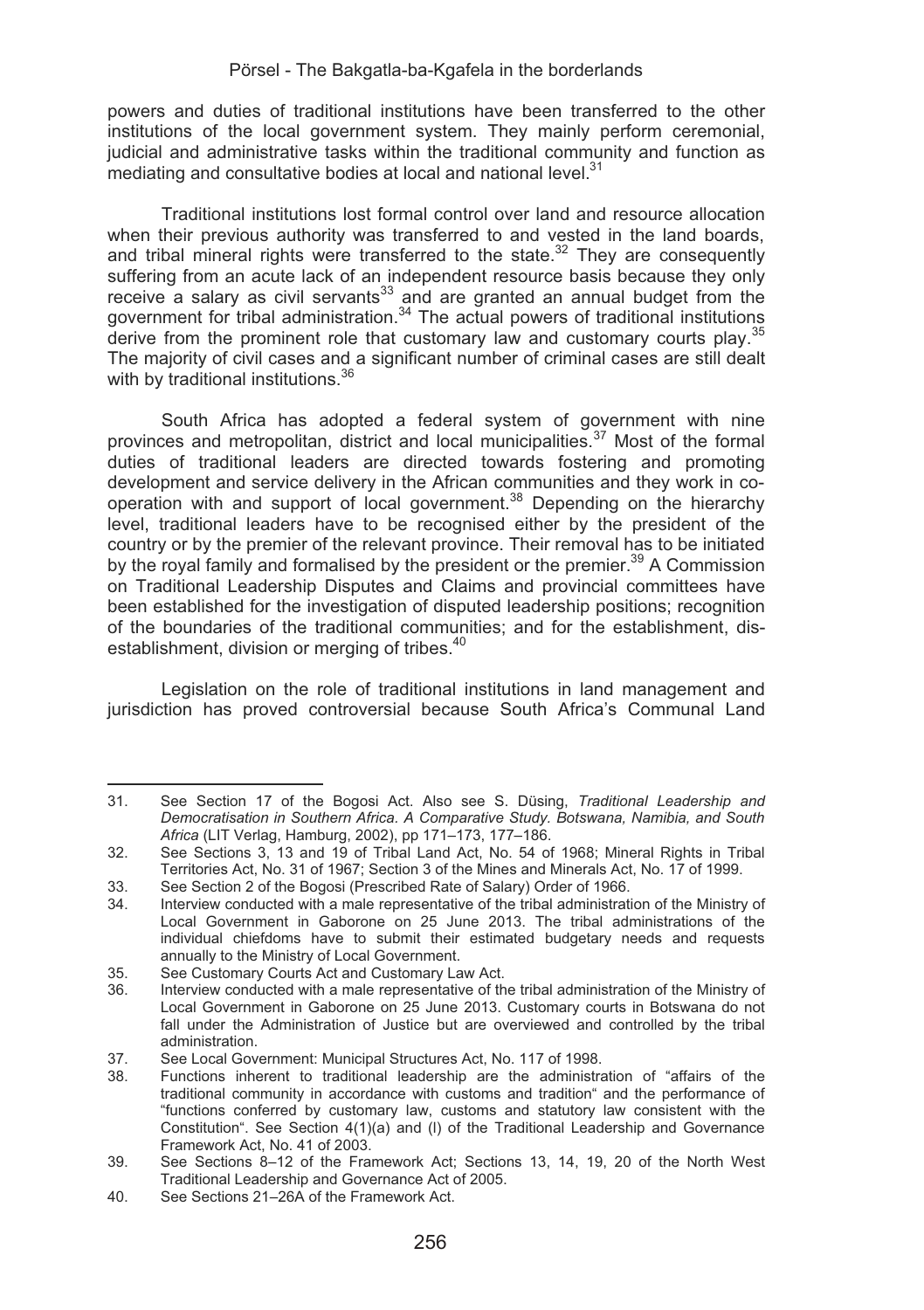powers and duties of traditional institutions have been transferred to the other institutions of the local government system. They mainly perform ceremonial, judicial and administrative tasks within the traditional community and function as mediating and consultative bodies at local and national level.[31]

Traditional institutions lost formal control over land and resource allocation when their previous authority was transferred to and vested in the land boards, and tribal mineral rights were transferred to the state.[32] They are consequently suffering from an acute lack of an independent resource basis because they only receive a salary as civil servants[33] and are granted an annual budget from the government for tribal administration.[34] The actual powers of traditional institutions derive from the prominent role that customary law and customary courts play.[35] The majority of civil cases and a significant number of criminal cases are still dealt with by traditional institutions.[36]

South Africa has adopted a federal system of government with nine provinces and metropolitan, district and local municipalities.[37] Most of the formal duties of traditional leaders are directed towards fostering and promoting development and service delivery in the African communities and they work in co-operation with and support of local government.[38] Depending on the hierarchy level, traditional leaders have to be recognised either by the president of the country or by the premier of the relevant province. Their removal has to be initiated by the royal family and formalised by the president or the premier.[39] A Commission on Traditional Leadership Disputes and Claims and provincial committees have been established for the investigation of disputed leadership positions; recognition of the boundaries of the traditional communities; and for the establishment, dis-establishment, division or merging of tribes.[40]

Legislation on the role of traditional institutions in land management and jurisdiction has proved controversial because South Africa's Communal Land

---

31. See Section 17 of the Bogosi Act. Also see S. Düsing, *Traditional Leadership and Democratisation in Southern Africa. A Comparative Study. Botswana, Namibia, and South Africa* (LIT Verlag, Hamburg, 2002), pp 171–173, 177–186.
32. See Sections 3, 13 and 19 of Tribal Land Act, No. 54 of 1968; Mineral Rights in Tribal Territories Act, No. 31 of 1967; Section 3 of the Mines and Minerals Act, No. 17 of 1999.
33. See Section 2 of the Bogosi (Prescribed Rate of Salary) Order of 1966.
34. Interview conducted with a male representative of the tribal administration of the Ministry of Local Government in Gaborone on 25 June 2013. The tribal administrations of the individual chiefdoms have to submit their estimated budgetary needs and requests annually to the Ministry of Local Government.
35. See Customary Courts Act and Customary Law Act.
36. Interview conducted with a male representative of the tribal administration of the Ministry of Local Government in Gaborone on 25 June 2013. Customary courts in Botswana do not fall under the Administration of Justice but are overviewed and controlled by the tribal administration.
37. See Local Government: Municipal Structures Act, No. 117 of 1998.
38. Functions inherent to traditional leadership are the administration of "affairs of the traditional community in accordance with customs and tradition" and the performance of "functions conferred by customary law, customs and statutory law consistent with the Constitution". See Section 4(1)(a) and (l) of the Traditional Leadership and Governance Framework Act, No. 41 of 2003.
39. See Sections 8–12 of the Framework Act; Sections 13, 14, 19, 20 of the North West Traditional Leadership and Governance Act of 2005.
40. See Sections 21–26A of the Framework Act.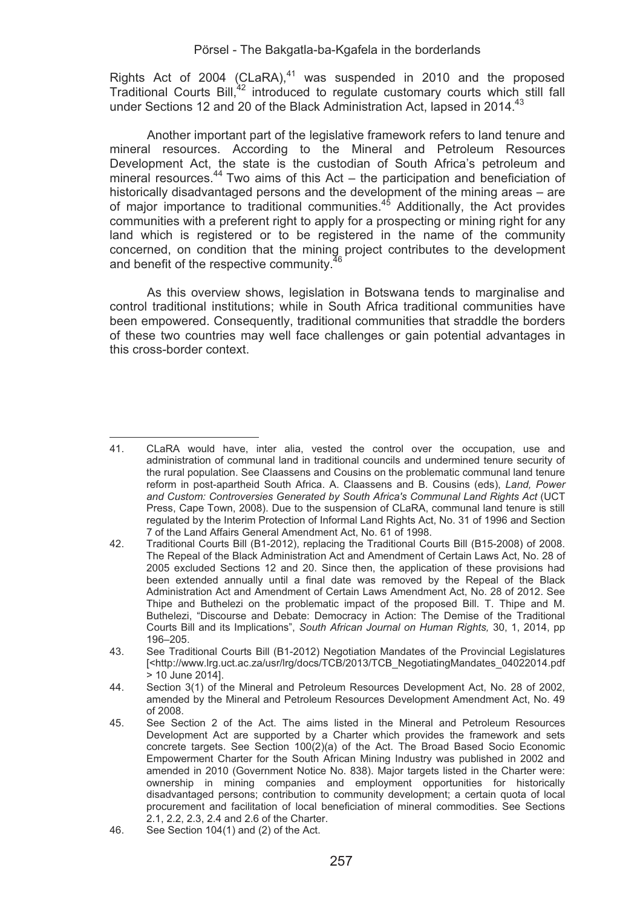Rights Act of 2004 (CLaRA),[41] was suspended in 2010 and the proposed Traditional Courts Bill,[42] introduced to regulate customary courts which still fall under Sections 12 and 20 of the Black Administration Act, lapsed in 2014.[43]

Another important part of the legislative framework refers to land tenure and mineral resources. According to the Mineral and Petroleum Resources Development Act, the state is the custodian of South Africa's petroleum and mineral resources.[44] Two aims of this Act – the participation and beneficiation of historically disadvantaged persons and the development of the mining areas – are of major importance to traditional communities.[45] Additionally, the Act provides communities with a preferent right to apply for a prospecting or mining right for any land which is registered or to be registered in the name of the community concerned, on condition that the mining project contributes to the development and benefit of the respective community.[46]

As this overview shows, legislation in Botswana tends to marginalise and control traditional institutions; while in South Africa traditional communities have been empowered. Consequently, traditional communities that straddle the borders of these two countries may well face challenges or gain potential advantages in this cross-border context.

---

41. CLaRA would have, inter alia, vested the control over the occupation, use and administration of communal land in traditional councils and undermined tenure security of the rural population. See Claassens and Cousins on the problematic communal land tenure reform in post-apartheid South Africa. A. Claassens and B. Cousins (eds), *Land, Power and Custom: Controversies Generated by South Africa's Communal Land Rights Act* (UCT Press, Cape Town, 2008). Due to the suspension of CLaRA, communal land tenure is still regulated by the Interim Protection of Informal Land Rights Act, No. 31 of 1996 and Section 7 of the Land Affairs General Amendment Act, No. 61 of 1998.
42. Traditional Courts Bill (B1-2012), replacing the Traditional Courts Bill (B15-2008) of 2008. The Repeal of the Black Administration Act and Amendment of Certain Laws Act, No. 28 of 2005 excluded Sections 12 and 20. Since then, the application of these provisions had been extended annually until a final date was removed by the Repeal of the Black Administration Act and Amendment of Certain Laws Amendment Act, No. 28 of 2012. See Thipe and Buthelezi on the problematic impact of the proposed Bill. T. Thipe and M. Buthelezi, "Discourse and Debate: Democracy in Action: The Demise of the Traditional Courts Bill and its Implications", *South African Journal on Human Rights,* 30, 1, 2014, pp 196–205.
43. See Traditional Courts Bill (B1-2012) Negotiation Mandates of the Provincial Legislatures [<http://www.lrg.uct.ac.za/usr/lrg/docs/TCB/2013/TCB_NegotiatingMandates_04022014.pdf > 10 June 2014].
44. Section 3(1) of the Mineral and Petroleum Resources Development Act, No. 28 of 2002, amended by the Mineral and Petroleum Resources Development Amendment Act, No. 49 of 2008.
45. See Section 2 of the Act. The aims listed in the Mineral and Petroleum Resources Development Act are supported by a Charter which provides the framework and sets concrete targets. See Section 100(2)(a) of the Act. The Broad Based Socio Economic Empowerment Charter for the South African Mining Industry was published in 2002 and amended in 2010 (Government Notice No. 838). Major targets listed in the Charter were: ownership in mining companies and employment opportunities for historically disadvantaged persons; contribution to community development; a certain quota of local procurement and facilitation of local beneficiation of mineral commodities. See Sections 2.1, 2.2, 2.3, 2.4 and 2.6 of the Charter.
46. See Section 104(1) and (2) of the Act.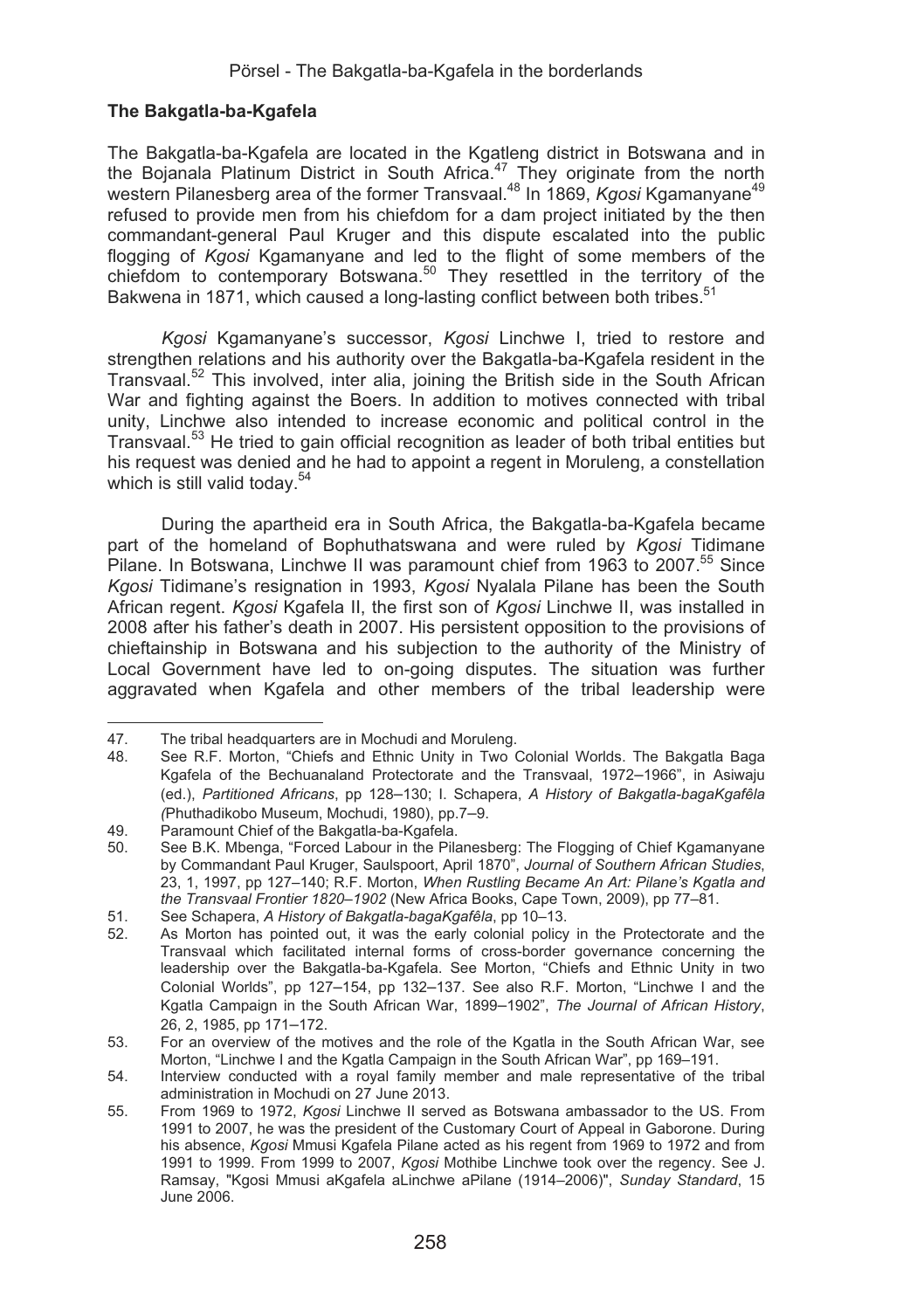### The Bakgatla-ba-Kgafela

The Bakgatla-ba-Kgafela are located in the Kgatleng district in Botswana and in the Bojanala Platinum District in South Africa.[47] They originate from the north western Pilanesberg area of the former Transvaal.[48] In 1869, *Kgosi* Kgamanyane[49] refused to provide men from his chiefdom for a dam project initiated by the then commandant-general Paul Kruger and this dispute escalated into the public flogging of *Kgosi* Kgamanyane and led to the flight of some members of the chiefdom to contemporary Botswana.[50] They resettled in the territory of the Bakwena in 1871, which caused a long-lasting conflict between both tribes.[51]

*Kgosi* Kgamanyane's successor, *Kgosi* Linchwe I, tried to restore and strengthen relations and his authority over the Bakgatla-ba-Kgafela resident in the Transvaal.[52] This involved, inter alia, joining the British side in the South African War and fighting against the Boers. In addition to motives connected with tribal unity, Linchwe also intended to increase economic and political control in the Transvaal.[53] He tried to gain official recognition as leader of both tribal entities but his request was denied and he had to appoint a regent in Moruleng, a constellation which is still valid today.[54]

During the apartheid era in South Africa, the Bakgatla-ba-Kgafela became part of the homeland of Bophuthatswana and were ruled by *Kgosi* Tidimane Pilane. In Botswana, Linchwe II was paramount chief from 1963 to 2007.[55] Since *Kgosi* Tidimane's resignation in 1993, *Kgosi* Nyalala Pilane has been the South African regent. *Kgosi* Kgafela II, the first son of *Kgosi* Linchwe II, was installed in 2008 after his father's death in 2007. His persistent opposition to the provisions of chieftainship in Botswana and his subjection to the authority of the Ministry of Local Government have led to on-going disputes. The situation was further aggravated when Kgafela and other members of the tribal leadership were

---

47. The tribal headquarters are in Mochudi and Moruleng.
48. See R.F. Morton, "Chiefs and Ethnic Unity in Two Colonial Worlds. The Bakgatla Baga Kgafela of the Bechuanaland Protectorate and the Transvaal, 1972–1966", in Asiwaju (ed.), *Partitioned Africans*, pp 128–130; I. Schapera, *A History of Bakgatla-bagaKgafêla (*Phuthadikobo Museum, Mochudi, 1980), pp.7–9.
49. Paramount Chief of the Bakgatla-ba-Kgafela.
50. See B.K. Mbenga, "Forced Labour in the Pilanesberg: The Flogging of Chief Kgamanyane by Commandant Paul Kruger, Saulspoort, April 1870", *Journal of Southern African Studies*, 23, 1, 1997, pp 127–140; R.F. Morton, *When Rustling Became An Art: Pilane's Kgatla and the Transvaal Frontier 1820–1902* (New Africa Books, Cape Town, 2009), pp 77–81.
51. See Schapera, *A History of Bakgatla-bagaKgafêla*, pp 10–13.
52. As Morton has pointed out, it was the early colonial policy in the Protectorate and the Transvaal which facilitated internal forms of cross-border governance concerning the leadership over the Bakgatla-ba-Kgafela. See Morton, "Chiefs and Ethnic Unity in two Colonial Worlds", pp 127–154, pp 132–137. See also R.F. Morton, "Linchwe I and the Kgatla Campaign in the South African War, 1899–1902", *The Journal of African History*, 26, 2, 1985, pp 171–172.
53. For an overview of the motives and the role of the Kgatla in the South African War, see Morton, "Linchwe I and the Kgatla Campaign in the South African War", pp 169–191.
54. Interview conducted with a royal family member and male representative of the tribal administration in Mochudi on 27 June 2013.
55. From 1969 to 1972, *Kgosi* Linchwe II served as Botswana ambassador to the US. From 1991 to 2007, he was the president of the Customary Court of Appeal in Gaborone. During his absence, *Kgosi* Mmusi Kgafela Pilane acted as his regent from 1969 to 1972 and from 1991 to 1999. From 1999 to 2007, *Kgosi* Mothibe Linchwe took over the regency. See J. Ramsay, "Kgosi Mmusi aKgafela aLinchwe aPilane (1914–2006)", *Sunday Standard*, 15 June 2006.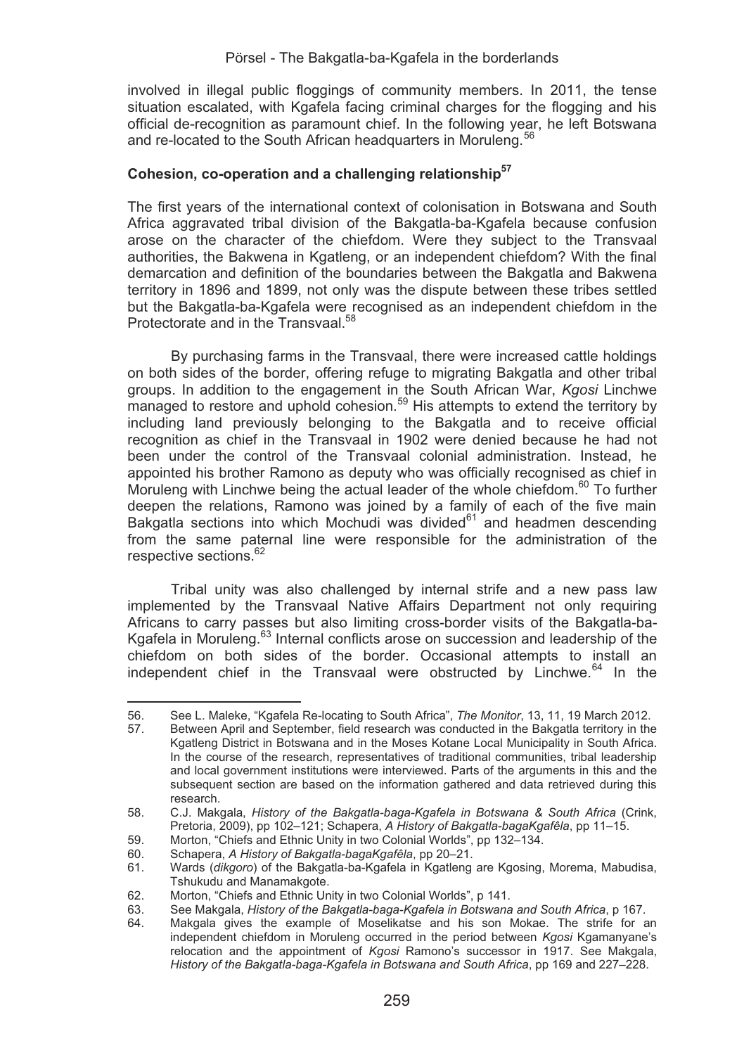involved in illegal public floggings of community members. In 2011, the tense situation escalated, with Kgafela facing criminal charges for the flogging and his official de-recognition as paramount chief. In the following year, he left Botswana and re-located to the South African headquarters in Moruleng.[56]

## Cohesion, co-operation and a challenging relationship[57]

The first years of the international context of colonisation in Botswana and South Africa aggravated tribal division of the Bakgatla-ba-Kgafela because confusion arose on the character of the chiefdom. Were they subject to the Transvaal authorities, the Bakwena in Kgatleng, or an independent chiefdom? With the final demarcation and definition of the boundaries between the Bakgatla and Bakwena territory in 1896 and 1899, not only was the dispute between these tribes settled but the Bakgatla-ba-Kgafela were recognised as an independent chiefdom in the Protectorate and in the Transvaal.[58]

By purchasing farms in the Transvaal, there were increased cattle holdings on both sides of the border, offering refuge to migrating Bakgatla and other tribal groups. In addition to the engagement in the South African War, *Kgosi* Linchwe managed to restore and uphold cohesion.[59] His attempts to extend the territory by including land previously belonging to the Bakgatla and to receive official recognition as chief in the Transvaal in 1902 were denied because he had not been under the control of the Transvaal colonial administration. Instead, he appointed his brother Ramono as deputy who was officially recognised as chief in Moruleng with Linchwe being the actual leader of the whole chiefdom.[60] To further deepen the relations, Ramono was joined by a family of each of the five main Bakgatla sections into which Mochudi was divided[61] and headmen descending from the same paternal line were responsible for the administration of the respective sections.[62]

Tribal unity was also challenged by internal strife and a new pass law implemented by the Transvaal Native Affairs Department not only requiring Africans to carry passes but also limiting cross-border visits of the Bakgatla-ba-Kgafela in Moruleng.[63] Internal conflicts arose on succession and leadership of the chiefdom on both sides of the border. Occasional attempts to install an independent chief in the Transvaal were obstructed by Linchwe.[64] In the

---

56. See L. Maleke, "Kgafela Re-locating to South Africa", *The Monitor*, 13, 11, 19 March 2012.
57. Between April and September, field research was conducted in the Bakgatla territory in the Kgatleng District in Botswana and in the Moses Kotane Local Municipality in South Africa. In the course of the research, representatives of traditional communities, tribal leadership and local government institutions were interviewed. Parts of the arguments in this and the subsequent section are based on the information gathered and data retrieved during this research.
58. C.J. Makgala, *History of the Bakgatla-baga-Kgafela in Botswana & South Africa* (Crink, Pretoria, 2009), pp 102–121; Schapera, *A History of Bakgatla-bagaKgafêla*, pp 11–15.
59. Morton, "Chiefs and Ethnic Unity in two Colonial Worlds", pp 132–134.
60. Schapera, *A History of Bakgatla-bagaKgafêla*, pp 20–21.
61. Wards (*dikgoro*) of the Bakgatla-ba-Kgafela in Kgatleng are Kgosing, Morema, Mabudisa, Tshukudu and Manamakgote.
62. Morton, "Chiefs and Ethnic Unity in two Colonial Worlds", p 141.
63. See Makgala, *History of the Bakgatla-baga-Kgafela in Botswana and South Africa*, p 167.
64. Makgala gives the example of Moselikatse and his son Mokae. The strife for an independent chiefdom in Moruleng occurred in the period between *Kgosi* Kgamanyane's relocation and the appointment of *Kgosi* Ramono's successor in 1917. See Makgala, *History of the Bakgatla-baga-Kgafela in Botswana and South Africa*, pp 169 and 227–228.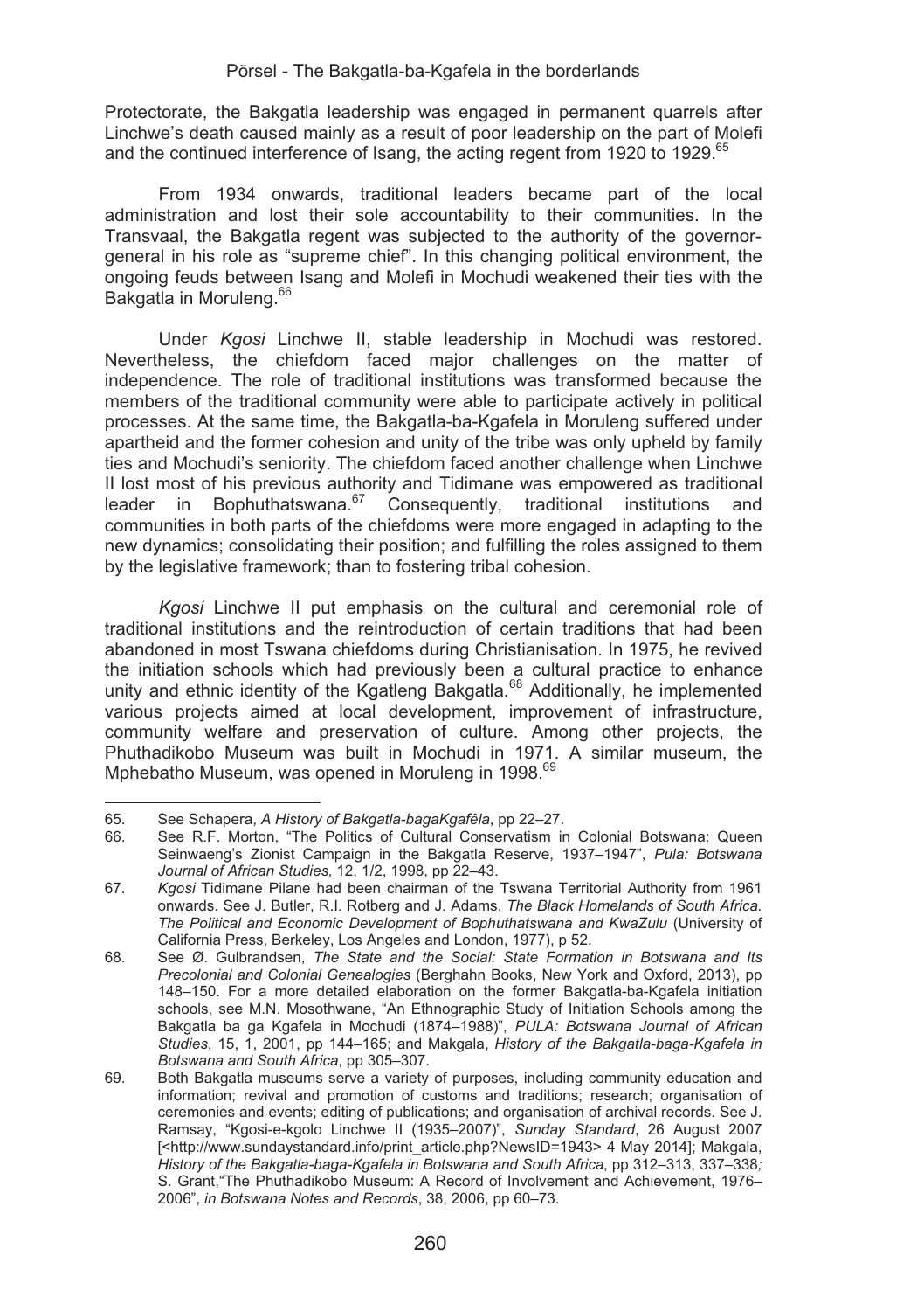Protectorate, the Bakgatla leadership was engaged in permanent quarrels after Linchwe's death caused mainly as a result of poor leadership on the part of Molefi and the continued interference of Isang, the acting regent from 1920 to 1929.[65]

From 1934 onwards, traditional leaders became part of the local administration and lost their sole accountability to their communities. In the Transvaal, the Bakgatla regent was subjected to the authority of the governor-general in his role as "supreme chief". In this changing political environment, the ongoing feuds between Isang and Molefi in Mochudi weakened their ties with the Bakgatla in Moruleng.[66]

Under *Kgosi* Linchwe II, stable leadership in Mochudi was restored. Nevertheless, the chiefdom faced major challenges on the matter of independence. The role of traditional institutions was transformed because the members of the traditional community were able to participate actively in political processes. At the same time, the Bakgatla-ba-Kgafela in Moruleng suffered under apartheid and the former cohesion and unity of the tribe was only upheld by family ties and Mochudi's seniority. The chiefdom faced another challenge when Linchwe II lost most of his previous authority and Tidimane was empowered as traditional leader in Bophuthatswana.[67] Consequently, traditional institutions and communities in both parts of the chiefdoms were more engaged in adapting to the new dynamics; consolidating their position; and fulfilling the roles assigned to them by the legislative framework; than to fostering tribal cohesion.

*Kgosi* Linchwe II put emphasis on the cultural and ceremonial role of traditional institutions and the reintroduction of certain traditions that had been abandoned in most Tswana chiefdoms during Christianisation. In 1975, he revived the initiation schools which had previously been a cultural practice to enhance unity and ethnic identity of the Kgatleng Bakgatla.[68] Additionally, he implemented various projects aimed at local development, improvement of infrastructure, community welfare and preservation of culture. Among other projects, the Phuthadikobo Museum was built in Mochudi in 1971. A similar museum, the Mphebatho Museum, was opened in Moruleng in 1998.[69]

---

65. See Schapera, *A History of Bakgatla-bagaKgafêla*, pp 22–27.
66. See R.F. Morton, "The Politics of Cultural Conservatism in Colonial Botswana: Queen Seinwaeng's Zionist Campaign in the Bakgatla Reserve, 1937–1947", *Pula: Botswana Journal of African Studies,* 12, 1/2, 1998, pp 22–43.
67. *Kgosi* Tidimane Pilane had been chairman of the Tswana Territorial Authority from 1961 onwards. See J. Butler, R.I. Rotberg and J. Adams, *The Black Homelands of South Africa. The Political and Economic Development of Bophuthatswana and KwaZulu* (University of California Press, Berkeley, Los Angeles and London, 1977), p 52.
68. See Ø. Gulbrandsen, *The State and the Social: State Formation in Botswana and Its Precolonial and Colonial Genealogies* (Berghahn Books, New York and Oxford, 2013), pp 148–150. For a more detailed elaboration on the former Bakgatla-ba-Kgafela initiation schools, see M.N. Mosothwane, "An Ethnographic Study of Initiation Schools among the Bakgatla ba ga Kgafela in Mochudi (1874–1988)", *PULA: Botswana Journal of African Studies*, 15, 1, 2001, pp 144–165; and Makgala, *History of the Bakgatla-baga-Kgafela in Botswana and South Africa*, pp 305–307.
69. Both Bakgatla museums serve a variety of purposes, including community education and information; revival and promotion of customs and traditions; research; organisation of ceremonies and events; editing of publications; and organisation of archival records. See J. Ramsay, "Kgosi-e-kgolo Linchwe II (1935–2007)", *Sunday Standard*, 26 August 2007 [<http://www.sundaystandard.info/print_article.php?NewsID=1943> 4 May 2014]; Makgala, *History of the Bakgatla-baga-Kgafela in Botswana and South Africa*, pp 312–313, 337–338*;* S. Grant,"The Phuthadikobo Museum: A Record of Involvement and Achievement, 1976–2006", *in Botswana Notes and Records*, 38, 2006, pp 60–73.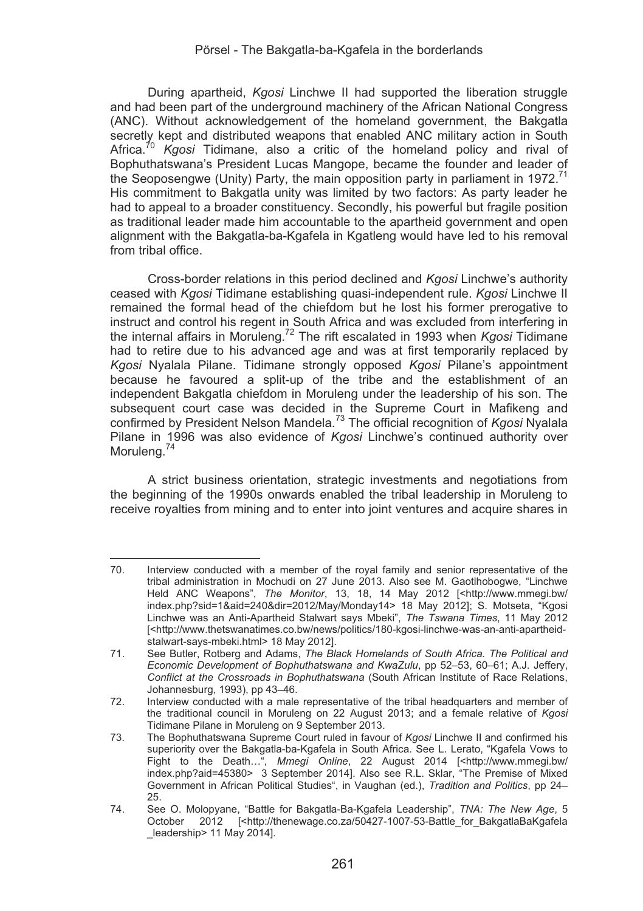During apartheid, *Kgosi* Linchwe II had supported the liberation struggle and had been part of the underground machinery of the African National Congress (ANC). Without acknowledgement of the homeland government, the Bakgatla secretly kept and distributed weapons that enabled ANC military action in South Africa.[70] *Kgosi* Tidimane, also a critic of the homeland policy and rival of Bophuthatswana's President Lucas Mangope, became the founder and leader of the Seoposengwe (Unity) Party, the main opposition party in parliament in 1972.[71] His commitment to Bakgatla unity was limited by two factors: As party leader he had to appeal to a broader constituency. Secondly, his powerful but fragile position as traditional leader made him accountable to the apartheid government and open alignment with the Bakgatla-ba-Kgafela in Kgatleng would have led to his removal from tribal office.

Cross-border relations in this period declined and *Kgosi* Linchwe's authority ceased with *Kgosi* Tidimane establishing quasi-independent rule. *Kgosi* Linchwe II remained the formal head of the chiefdom but he lost his former prerogative to instruct and control his regent in South Africa and was excluded from interfering in the internal affairs in Moruleng.[72] The rift escalated in 1993 when *Kgosi* Tidimane had to retire due to his advanced age and was at first temporarily replaced by *Kgosi* Nyalala Pilane. Tidimane strongly opposed *Kgosi* Pilane's appointment because he favoured a split-up of the tribe and the establishment of an independent Bakgatla chiefdom in Moruleng under the leadership of his son. The subsequent court case was decided in the Supreme Court in Mafikeng and confirmed by President Nelson Mandela.[73] The official recognition of *Kgosi* Nyalala Pilane in 1996 was also evidence of *Kgosi* Linchwe's continued authority over Moruleng.[74]

A strict business orientation, strategic investments and negotiations from the beginning of the 1990s onwards enabled the tribal leadership in Moruleng to receive royalties from mining and to enter into joint ventures and acquire shares in

---

70. Interview conducted with a member of the royal family and senior representative of the tribal administration in Mochudi on 27 June 2013. Also see M. Gaotlhobogwe, "Linchwe Held ANC Weapons", *The Monitor*, 13, 18, 14 May 2012 [<http://www.mmegi.bw/index.php?sid=1&aid=240&dir=2012/May/Monday14> 18 May 2012]; S. Motseta, "Kgosi Linchwe was an Anti-Apartheid Stalwart says Mbeki", *The Tswana Times*, 11 May 2012 [<http://www.thetswanatimes.co.bw/news/politics/180-kgosi-linchwe-was-an-anti-apartheid-stalwart-says-mbeki.html> 18 May 2012].

71. See Butler, Rotberg and Adams, *The Black Homelands of South Africa. The Political and Economic Development of Bophuthatswana and KwaZulu*, pp 52–53, 60–61; A.J. Jeffery, *Conflict at the Crossroads in Bophuthatswana* (South African Institute of Race Relations, Johannesburg, 1993), pp 43–46.

72. Interview conducted with a male representative of the tribal headquarters and member of the traditional council in Moruleng on 22 August 2013; and a female relative of *Kgosi* Tidimane Pilane in Moruleng on 9 September 2013.

73. The Bophuthatswana Supreme Court ruled in favour of *Kgosi* Linchwe II and confirmed his superiority over the Bakgatla-ba-Kgafela in South Africa. See L. Lerato, "Kgafela Vows to Fight to the Death…", *Mmegi Online*, 22 August 2014 [<http://www.mmegi.bw/index.php?aid=45380> 3 September 2014]. Also see R.L. Sklar, "The Premise of Mixed Government in African Political Studies", in Vaughan (ed.), *Tradition and Politics*, pp 24–25.

74. See O. Molopyane, "Battle for Bakgatla-Ba-Kgafela Leadership", *TNA: The New Age*, 5 October 2012 [<http://thenewage.co.za/50427-1007-53-Battle_for_BakgatlaBaKgafela_leadership> 11 May 2014].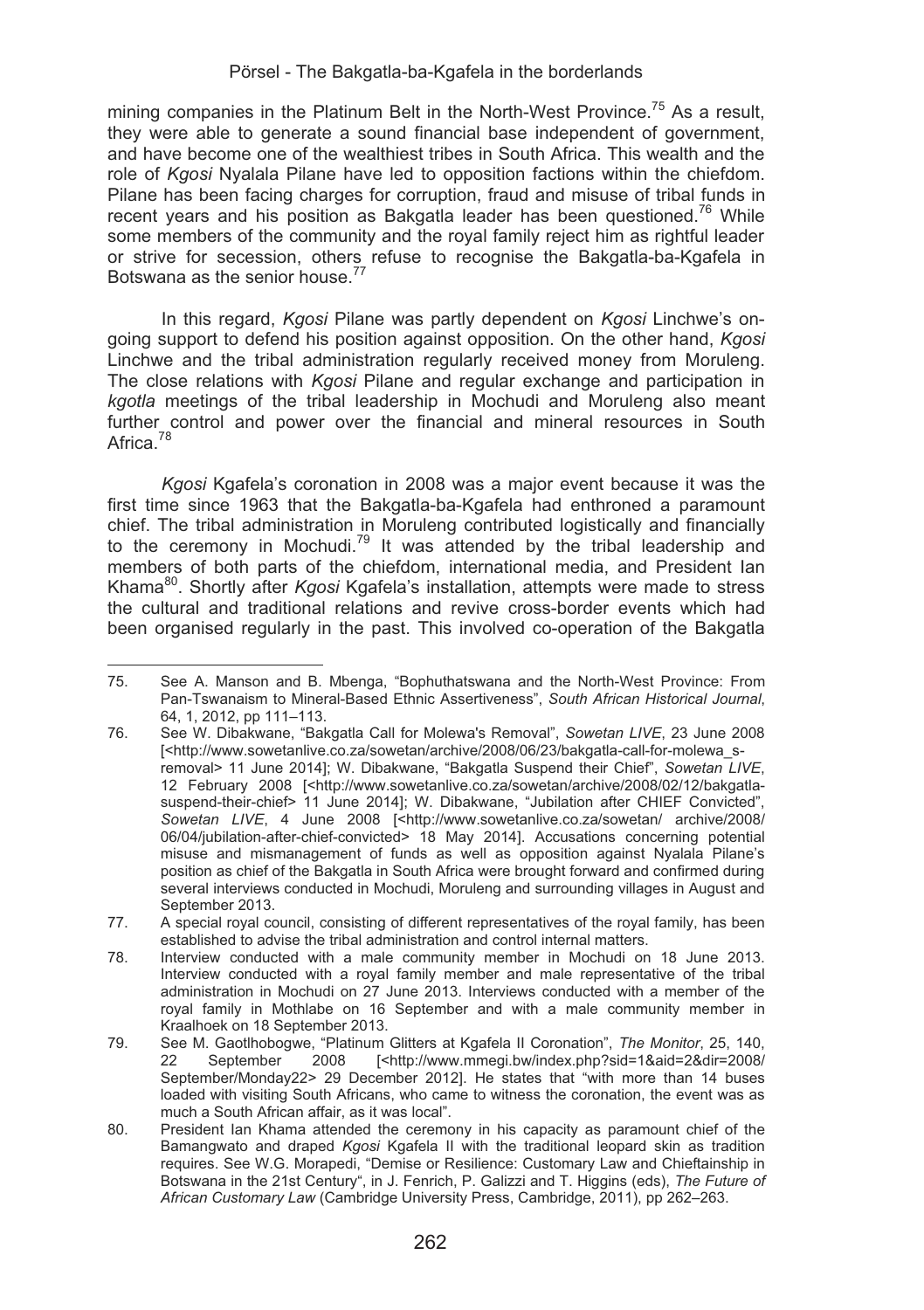mining companies in the Platinum Belt in the North-West Province.[75] As a result, they were able to generate a sound financial base independent of government, and have become one of the wealthiest tribes in South Africa. This wealth and the role of *Kgosi* Nyalala Pilane have led to opposition factions within the chiefdom. Pilane has been facing charges for corruption, fraud and misuse of tribal funds in recent years and his position as Bakgatla leader has been questioned.[76] While some members of the community and the royal family reject him as rightful leader or strive for secession, others refuse to recognise the Bakgatla-ba-Kgafela in Botswana as the senior house.[77]

In this regard, *Kgosi* Pilane was partly dependent on *Kgosi* Linchwe's on-going support to defend his position against opposition. On the other hand, *Kgosi* Linchwe and the tribal administration regularly received money from Moruleng. The close relations with *Kgosi* Pilane and regular exchange and participation in *kgotla* meetings of the tribal leadership in Mochudi and Moruleng also meant further control and power over the financial and mineral resources in South Africa.[78]

*Kgosi* Kgafela's coronation in 2008 was a major event because it was the first time since 1963 that the Bakgatla-ba-Kgafela had enthroned a paramount chief. The tribal administration in Moruleng contributed logistically and financially to the ceremony in Mochudi.[79] It was attended by the tribal leadership and members of both parts of the chiefdom, international media, and President Ian Khama[80]. Shortly after *Kgosi* Kgafela's installation, attempts were made to stress the cultural and traditional relations and revive cross-border events which had been organised regularly in the past. This involved co-operation of the Bakgatla

---

75. See A. Manson and B. Mbenga, "Bophuthatswana and the North-West Province: From Pan-Tswanaism to Mineral-Based Ethnic Assertiveness", *South African Historical Journal*, 64, 1, 2012, pp 111–113.

76. See W. Dibakwane, "Bakgatla Call for Molewa's Removal", *Sowetan LIVE*, 23 June 2008 [<http://www.sowetanlive.co.za/sowetan/archive/2008/06/23/bakgatla-call-for-molewa_s-removal> 11 June 2014]; W. Dibakwane, "Bakgatla Suspend their Chief", *Sowetan LIVE*, 12 February 2008 [<http://www.sowetanlive.co.za/sowetan/archive/2008/02/12/bakgatla-suspend-their-chief> 11 June 2014]; W. Dibakwane, "Jubilation after CHIEF Convicted", *Sowetan LIVE*, 4 June 2008 [<http://www.sowetanlive.co.za/sowetan/ archive/2008/06/04/jubilation-after-chief-convicted> 18 May 2014]. Accusations concerning potential misuse and mismanagement of funds as well as opposition against Nyalala Pilane's position as chief of the Bakgatla in South Africa were brought forward and confirmed during several interviews conducted in Mochudi, Moruleng and surrounding villages in August and September 2013.

77. A special royal council, consisting of different representatives of the royal family, has been established to advise the tribal administration and control internal matters.

78. Interview conducted with a male community member in Mochudi on 18 June 2013. Interview conducted with a royal family member and male representative of the tribal administration in Mochudi on 27 June 2013. Interviews conducted with a member of the royal family in Mothlabe on 16 September and with a male community member in Kraalhoek on 18 September 2013.

79. See M. Gaotlhobogwe, "Platinum Glitters at Kgafela II Coronation", *The Monitor*, 25, 140, 22 September 2008 [<http://www.mmegi.bw/index.php?sid=1&aid=2&dir=2008/September/Monday22> 29 December 2012]. He states that "with more than 14 buses loaded with visiting South Africans, who came to witness the coronation, the event was as much a South African affair, as it was local".

80. President Ian Khama attended the ceremony in his capacity as paramount chief of the Bamangwato and draped *Kgosi* Kgafela II with the traditional leopard skin as tradition requires. See W.G. Morapedi, "Demise or Resilience: Customary Law and Chieftainship in Botswana in the 21st Century", in J. Fenrich, P. Galizzi and T. Higgins (eds), *The Future of African Customary Law* (Cambridge University Press, Cambridge, 2011), pp 262–263.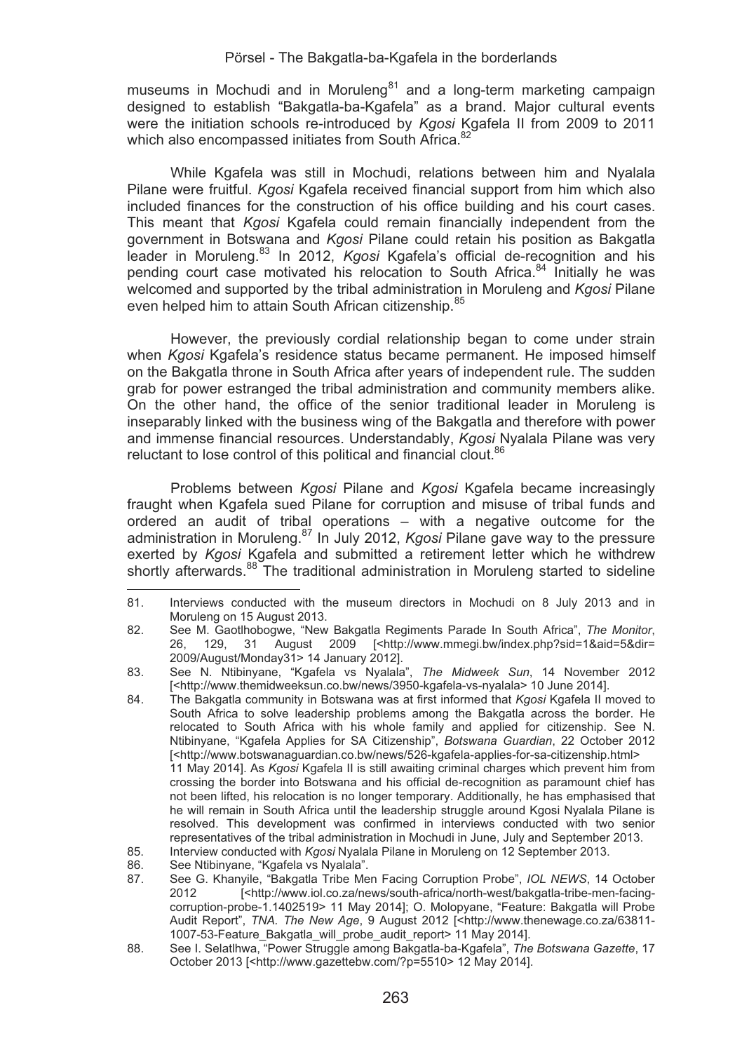museums in Mochudi and in Moruleng[81] and a long-term marketing campaign designed to establish "Bakgatla-ba-Kgafela" as a brand. Major cultural events were the initiation schools re-introduced by *Kgosi* Kgafela II from 2009 to 2011 which also encompassed initiates from South Africa.[82]

While Kgafela was still in Mochudi, relations between him and Nyalala Pilane were fruitful. *Kgosi* Kgafela received financial support from him which also included finances for the construction of his office building and his court cases. This meant that *Kgosi* Kgafela could remain financially independent from the government in Botswana and *Kgosi* Pilane could retain his position as Bakgatla leader in Moruleng.[83] In 2012, *Kgosi* Kgafela's official de-recognition and his pending court case motivated his relocation to South Africa.[84] Initially he was welcomed and supported by the tribal administration in Moruleng and *Kgosi* Pilane even helped him to attain South African citizenship.[85]

However, the previously cordial relationship began to come under strain when *Kgosi* Kgafela's residence status became permanent. He imposed himself on the Bakgatla throne in South Africa after years of independent rule. The sudden grab for power estranged the tribal administration and community members alike. On the other hand, the office of the senior traditional leader in Moruleng is inseparably linked with the business wing of the Bakgatla and therefore with power and immense financial resources. Understandably, *Kgosi* Nyalala Pilane was very reluctant to lose control of this political and financial clout.[86]

Problems between *Kgosi* Pilane and *Kgosi* Kgafela became increasingly fraught when Kgafela sued Pilane for corruption and misuse of tribal funds and ordered an audit of tribal operations – with a negative outcome for the administration in Moruleng.[87] In July 2012, *Kgosi* Pilane gave way to the pressure exerted by *Kgosi* Kgafela and submitted a retirement letter which he withdrew shortly afterwards.[88] The traditional administration in Moruleng started to sideline

---

81. Interviews conducted with the museum directors in Mochudi on 8 July 2013 and in Moruleng on 15 August 2013.

82. See M. Gaotlhobogwe, "New Bakgatla Regiments Parade In South Africa", *The Monitor*, 26, 129, 31 August 2009 [<http://www.mmegi.bw/index.php?sid=1&aid=5&dir=2009/August/Monday31> 14 January 2012].

83. See N. Ntibinyane, "Kgafela vs Nyalala", *The Midweek Sun*, 14 November 2012 [<http://www.themidweeksun.co.bw/news/3950-kgafela-vs-nyalala> 10 June 2014].

84. The Bakgatla community in Botswana was at first informed that *Kgosi* Kgafela II moved to South Africa to solve leadership problems among the Bakgatla across the border. He relocated to South Africa with his whole family and applied for citizenship. See N. Ntibinyane, "Kgafela Applies for SA Citizenship", *Botswana Guardian*, 22 October 2012 [<http://www.botswanaguardian.co.bw/news/526-kgafela-applies-for-sa-citizenship.html> 11 May 2014]. As *Kgosi* Kgafela II is still awaiting criminal charges which prevent him from crossing the border into Botswana and his official de-recognition as paramount chief has not been lifted, his relocation is no longer temporary. Additionally, he has emphasised that he will remain in South Africa until the leadership struggle around Kgosi Nyalala Pilane is resolved. This development was confirmed in interviews conducted with two senior representatives of the tribal administration in Mochudi in June, July and September 2013.

85. Interview conducted with *Kgosi* Nyalala Pilane in Moruleng on 12 September 2013.

86. See Ntibinyane, "Kgafela vs Nyalala".

87. See G. Khanyile, "Bakgatla Tribe Men Facing Corruption Probe", *IOL NEWS*, 14 October 2012 [<http://www.iol.co.za/news/south-africa/north-west/bakgatla-tribe-men-facing-corruption-probe-1.1402519> 11 May 2014]; O. Molopyane, "Feature: Bakgatla will Probe Audit Report", *TNA. The New Age*, 9 August 2012 [<http://www.thenewage.co.za/63811-1007-53-Feature_Bakgatla_will_probe_audit_report> 11 May 2014].

88. See I. Selatlhwa, "Power Struggle among Bakgatla-ba-Kgafela", *The Botswana Gazette*, 17 October 2013 [<http://www.gazettebw.com/?p=5510> 12 May 2014].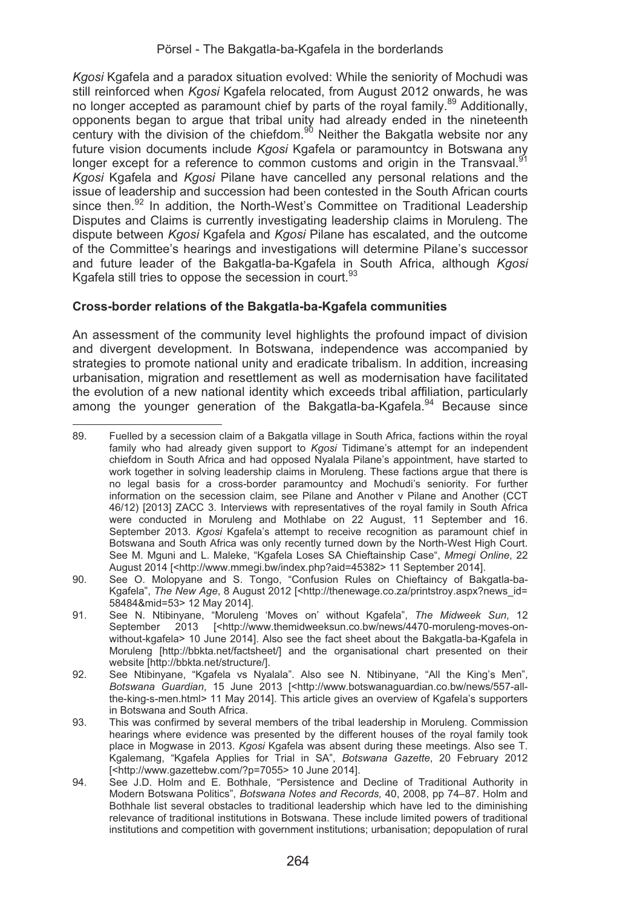*Kgosi* Kgafela and a paradox situation evolved: While the seniority of Mochudi was still reinforced when *Kgosi* Kgafela relocated, from August 2012 onwards, he was no longer accepted as paramount chief by parts of the royal family.[89] Additionally, opponents began to argue that tribal unity had already ended in the nineteenth century with the division of the chiefdom.[90] Neither the Bakgatla website nor any future vision documents include *Kgosi* Kgafela or paramountcy in Botswana any longer except for a reference to common customs and origin in the Transvaal.[91] *Kgosi* Kgafela and *Kgosi* Pilane have cancelled any personal relations and the issue of leadership and succession had been contested in the South African courts since then.[92] In addition, the North-West's Committee on Traditional Leadership Disputes and Claims is currently investigating leadership claims in Moruleng. The dispute between *Kgosi* Kgafela and *Kgosi* Pilane has escalated, and the outcome of the Committee's hearings and investigations will determine Pilane's successor and future leader of the Bakgatla-ba-Kgafela in South Africa, although *Kgosi* Kgafela still tries to oppose the secession in court.[93]

**Cross-border relations of the Bakgatla-ba-Kgafela communities**

An assessment of the community level highlights the profound impact of division and divergent development. In Botswana, independence was accompanied by strategies to promote national unity and eradicate tribalism. In addition, increasing urbanisation, migration and resettlement as well as modernisation have facilitated the evolution of a new national identity which exceeds tribal affiliation, particularly among the younger generation of the Bakgatla-ba-Kgafela.[94] Because since

---

89. Fuelled by a secession claim of a Bakgatla village in South Africa, factions within the royal family who had already given support to *Kgosi* Tidimane's attempt for an independent chiefdom in South Africa and had opposed Nyalala Pilane's appointment, have started to work together in solving leadership claims in Moruleng. These factions argue that there is no legal basis for a cross-border paramountcy and Mochudi's seniority. For further information on the secession claim, see Pilane and Another v Pilane and Another (CCT 46/12) [2013] ZACC 3. Interviews with representatives of the royal family in South Africa were conducted in Moruleng and Mothlabe on 22 August, 11 September and 16. September 2013. *Kgosi* Kgafela's attempt to receive recognition as paramount chief in Botswana and South Africa was only recently turned down by the North-West High Court. See M. Mguni and L. Maleke, "Kgafela Loses SA Chieftainship Case", *Mmegi Online*, 22 August 2014 [<http://www.mmegi.bw/index.php?aid=45382> 11 September 2014].

90. See O. Molopyane and S. Tongo, "Confusion Rules on Chieftaincy of Bakgatla-ba-Kgafela", *The New Age*, 8 August 2012 [<http://thenewage.co.za/printstroy.aspx?news_id=58484&mid=53> 12 May 2014].

91. See N. Ntibinyane, "Moruleng 'Moves on' without Kgafela", *The Midweek Sun*, 12 September 2013 [<http://www.themidweeksun.co.bw/news/4470-moruleng-moves-on-without-kgafela> 10 June 2014]. Also see the fact sheet about the Bakgatla-ba-Kgafela in Moruleng [http://bbkta.net/factsheet/] and the organisational chart presented on their website [http://bbkta.net/structure/].

92. See Ntibinyane, "Kgafela vs Nyalala". Also see N. Ntibinyane, "All the King's Men", *Botswana Guardian*, 15 June 2013 [<http://www.botswanaguardian.co.bw/news/557-all-the-king-s-men.html> 11 May 2014]. This article gives an overview of Kgafela's supporters in Botswana and South Africa.

93. This was confirmed by several members of the tribal leadership in Moruleng. Commission hearings where evidence was presented by the different houses of the royal family took place in Mogwase in 2013. *Kgosi* Kgafela was absent during these meetings. Also see T. Kgalemang, "Kgafela Applies for Trial in SA", *Botswana Gazette*, 20 February 2012 [<http://www.gazettebw.com/?p=7055> 10 June 2014].

94. See J.D. Holm and E. Bothhale, "Persistence and Decline of Traditional Authority in Modern Botswana Politics", *Botswana Notes and Records*, 40, 2008, pp 74–87. Holm and Bothhale list several obstacles to traditional leadership which have led to the diminishing relevance of traditional institutions in Botswana. These include limited powers of traditional institutions and competition with government institutions; urbanisation; depopulation of rural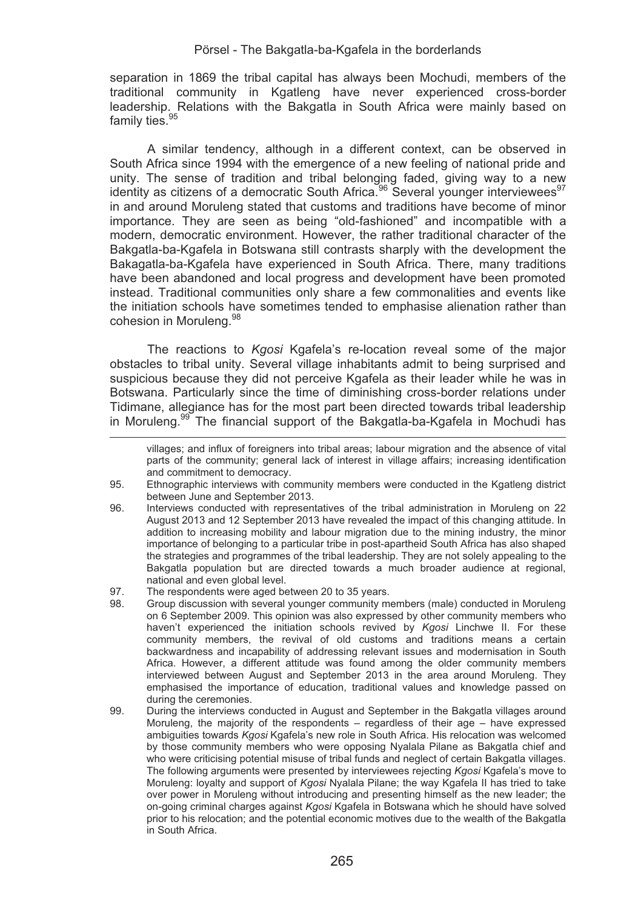separation in 1869 the tribal capital has always been Mochudi, members of the traditional community in Kgatleng have never experienced cross-border leadership. Relations with the Bakgatla in South Africa were mainly based on family ties.[95]

A similar tendency, although in a different context, can be observed in South Africa since 1994 with the emergence of a new feeling of national pride and unity. The sense of tradition and tribal belonging faded, giving way to a new identity as citizens of a democratic South Africa.[96] Several younger interviewees[97] in and around Moruleng stated that customs and traditions have become of minor importance. They are seen as being "old-fashioned" and incompatible with a modern, democratic environment. However, the rather traditional character of the Bakgatla-ba-Kgafela in Botswana still contrasts sharply with the development the Bakagatla-ba-Kgafela have experienced in South Africa. There, many traditions have been abandoned and local progress and development have been promoted instead. Traditional communities only share a few commonalities and events like the initiation schools have sometimes tended to emphasise alienation rather than cohesion in Moruleng.[98]

The reactions to *Kgosi* Kgafela's re-location reveal some of the major obstacles to tribal unity. Several village inhabitants admit to being surprised and suspicious because they did not perceive Kgafela as their leader while he was in Botswana. Particularly since the time of diminishing cross-border relations under Tidimane, allegiance has for the most part been directed towards tribal leadership in Moruleng.[99] The financial support of the Bakgatla-ba-Kgafela in Mochudi has

---

villages; and influx of foreigners into tribal areas; labour migration and the absence of vital parts of the community; general lack of interest in village affairs; increasing identification and commitment to democracy.

95. Ethnographic interviews with community members were conducted in the Kgatleng district between June and September 2013.
96. Interviews conducted with representatives of the tribal administration in Moruleng on 22 August 2013 and 12 September 2013 have revealed the impact of this changing attitude. In addition to increasing mobility and labour migration due to the mining industry, the minor importance of belonging to a particular tribe in post-apartheid South Africa has also shaped the strategies and programmes of the tribal leadership. They are not solely appealing to the Bakgatla population but are directed towards a much broader audience at regional, national and even global level.
97. The respondents were aged between 20 to 35 years.
98. Group discussion with several younger community members (male) conducted in Moruleng on 6 September 2009. This opinion was also expressed by other community members who haven't experienced the initiation schools revived by *Kgosi* Linchwe II. For these community members, the revival of old customs and traditions means a certain backwardness and incapability of addressing relevant issues and modernisation in South Africa. However, a different attitude was found among the older community members interviewed between August and September 2013 in the area around Moruleng. They emphasised the importance of education, traditional values and knowledge passed on during the ceremonies.
99. During the interviews conducted in August and September in the Bakgatla villages around Moruleng, the majority of the respondents – regardless of their age – have expressed ambiguities towards *Kgosi* Kgafela's new role in South Africa. His relocation was welcomed by those community members who were opposing Nyalala Pilane as Bakgatla chief and who were criticising potential misuse of tribal funds and neglect of certain Bakgatla villages. The following arguments were presented by interviewees rejecting *Kgosi* Kgafela's move to Moruleng: loyalty and support of *Kgosi* Nyalala Pilane; the way Kgafela II has tried to take over power in Moruleng without introducing and presenting himself as the new leader; the on-going criminal charges against *Kgosi* Kgafela in Botswana which he should have solved prior to his relocation; and the potential economic motives due to the wealth of the Bakgatla in South Africa.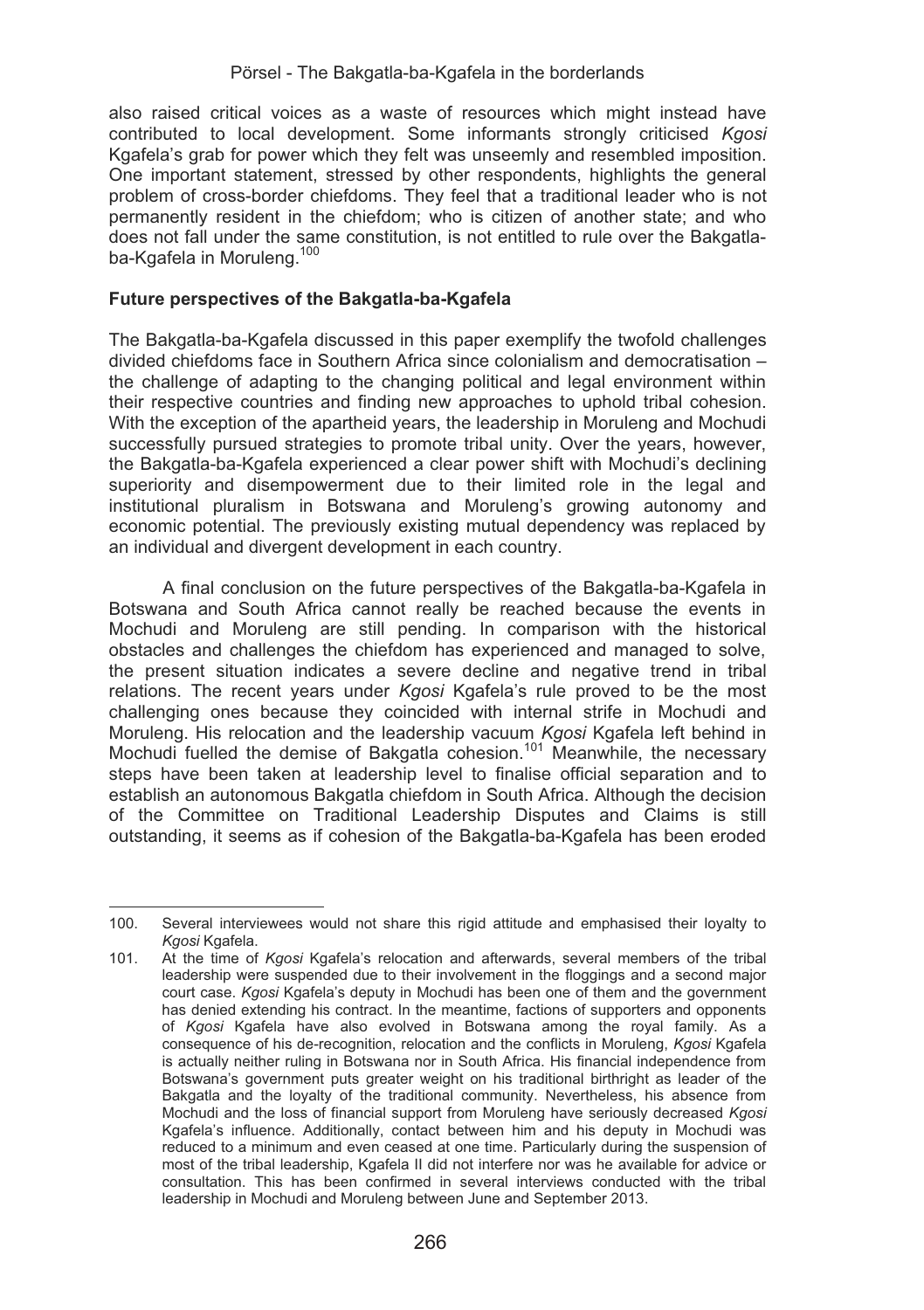also raised critical voices as a waste of resources which might instead have contributed to local development. Some informants strongly criticised *Kgosi* Kgafela's grab for power which they felt was unseemly and resembled imposition. One important statement, stressed by other respondents, highlights the general problem of cross-border chiefdoms. They feel that a traditional leader who is not permanently resident in the chiefdom; who is citizen of another state; and who does not fall under the same constitution, is not entitled to rule over the Bakgatla-ba-Kgafela in Moruleng.[100]

**Future perspectives of the Bakgatla-ba-Kgafela**

The Bakgatla-ba-Kgafela discussed in this paper exemplify the twofold challenges divided chiefdoms face in Southern Africa since colonialism and democratisation – the challenge of adapting to the changing political and legal environment within their respective countries and finding new approaches to uphold tribal cohesion. With the exception of the apartheid years, the leadership in Moruleng and Mochudi successfully pursued strategies to promote tribal unity. Over the years, however, the Bakgatla-ba-Kgafela experienced a clear power shift with Mochudi's declining superiority and disempowerment due to their limited role in the legal and institutional pluralism in Botswana and Moruleng's growing autonomy and economic potential. The previously existing mutual dependency was replaced by an individual and divergent development in each country.

A final conclusion on the future perspectives of the Bakgatla-ba-Kgafela in Botswana and South Africa cannot really be reached because the events in Mochudi and Moruleng are still pending. In comparison with the historical obstacles and challenges the chiefdom has experienced and managed to solve, the present situation indicates a severe decline and negative trend in tribal relations. The recent years under *Kgosi* Kgafela's rule proved to be the most challenging ones because they coincided with internal strife in Mochudi and Moruleng. His relocation and the leadership vacuum *Kgosi* Kgafela left behind in Mochudi fuelled the demise of Bakgatla cohesion.[101] Meanwhile, the necessary steps have been taken at leadership level to finalise official separation and to establish an autonomous Bakgatla chiefdom in South Africa. Although the decision of the Committee on Traditional Leadership Disputes and Claims is still outstanding, it seems as if cohesion of the Bakgatla-ba-Kgafela has been eroded

---

100. Several interviewees would not share this rigid attitude and emphasised their loyalty to *Kgosi* Kgafela.

101. At the time of *Kgosi* Kgafela's relocation and afterwards, several members of the tribal leadership were suspended due to their involvement in the floggings and a second major court case. *Kgosi* Kgafela's deputy in Mochudi has been one of them and the government has denied extending his contract. In the meantime, factions of supporters and opponents of *Kgosi* Kgafela have also evolved in Botswana among the royal family. As a consequence of his de-recognition, relocation and the conflicts in Moruleng, *Kgosi* Kgafela is actually neither ruling in Botswana nor in South Africa. His financial independence from Botswana's government puts greater weight on his traditional birthright as leader of the Bakgatla and the loyalty of the traditional community. Nevertheless, his absence from Mochudi and the loss of financial support from Moruleng have seriously decreased *Kgosi* Kgafela's influence. Additionally, contact between him and his deputy in Mochudi was reduced to a minimum and even ceased at one time. Particularly during the suspension of most of the tribal leadership, Kgafela II did not interfere nor was he available for advice or consultation. This has been confirmed in several interviews conducted with the tribal leadership in Mochudi and Moruleng between June and September 2013.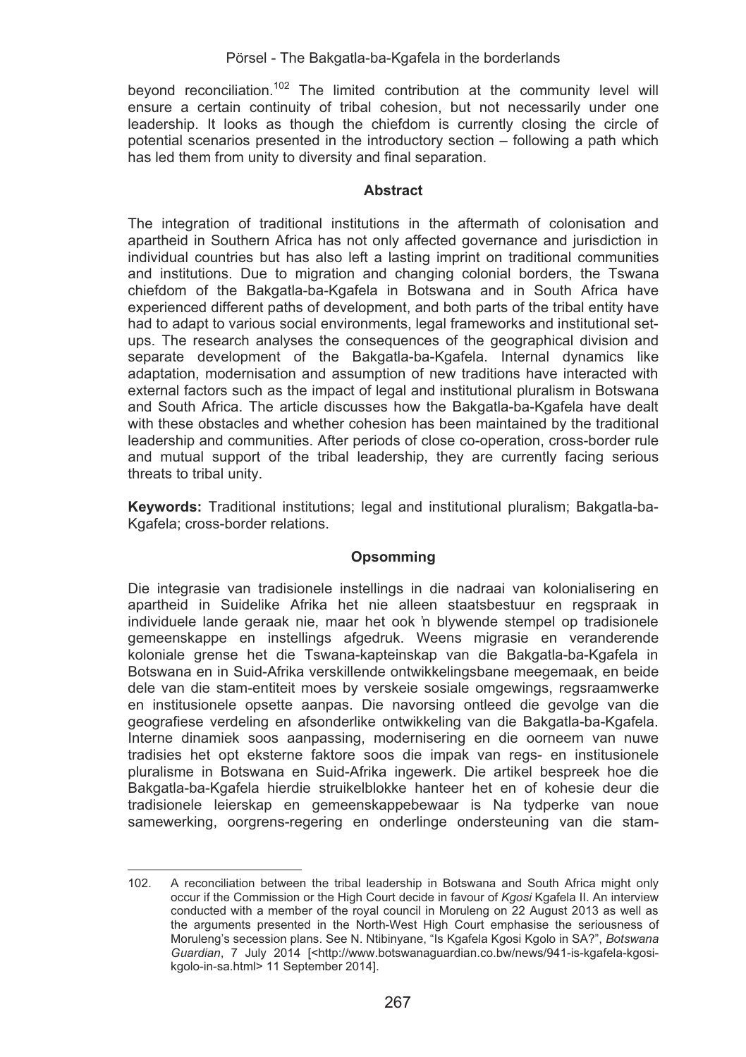beyond reconciliation.[102] The limited contribution at the community level will ensure a certain continuity of tribal cohesion, but not necessarily under one leadership. It looks as though the chiefdom is currently closing the circle of potential scenarios presented in the introductory section – following a path which has led them from unity to diversity and final separation.

## Abstract

The integration of traditional institutions in the aftermath of colonisation and apartheid in Southern Africa has not only affected governance and jurisdiction in individual countries but has also left a lasting imprint on traditional communities and institutions. Due to migration and changing colonial borders, the Tswana chiefdom of the Bakgatla-ba-Kgafela in Botswana and in South Africa have experienced different paths of development, and both parts of the tribal entity have had to adapt to various social environments, legal frameworks and institutional set-ups. The research analyses the consequences of the geographical division and separate development of the Bakgatla-ba-Kgafela. Internal dynamics like adaptation, modernisation and assumption of new traditions have interacted with external factors such as the impact of legal and institutional pluralism in Botswana and South Africa. The article discusses how the Bakgatla-ba-Kgafela have dealt with these obstacles and whether cohesion has been maintained by the traditional leadership and communities. After periods of close co-operation, cross-border rule and mutual support of the tribal leadership, they are currently facing serious threats to tribal unity.

**Keywords:** Traditional institutions; legal and institutional pluralism; Bakgatla-ba-Kgafela; cross-border relations.

## Opsomming

Die integrasie van tradisionele instellings in die nadraai van kolonialisering en apartheid in Suidelike Afrika het nie alleen staatsbestuur en regspraak in individuele lande geraak nie, maar het ook 'n blywende stempel op tradisionele gemeenskappe en instellings afgedruk. Weens migrasie en veranderende koloniale grense het die Tswana-kapteinskap van die Bakgatla-ba-Kgafela in Botswana en in Suid-Afrika verskillende ontwikkelingsbane meegemaak, en beide dele van die stam-entiteit moes by verskeie sosiale omgewings, regsraamwerke en institusionele opsette aanpas. Die navorsing ontleed die gevolge van die geografiese verdeling en afsonderlike ontwikkeling van die Bakgatla-ba-Kgafela. Interne dinamiek soos aanpassing, modernisering en die oorneem van nuwe tradisies het opt eksterne faktore soos die impak van regs- en institusionele pluralisme in Botswana en Suid-Afrika ingewerk. Die artikel bespreek hoe die Bakgatla-ba-Kgafela hierdie struikelblokke hanteer het en of kohesie deur die tradisionele leierskap en gemeenskappebewaar is Na tydperke van noue samewerking, oorgrens-regering en onderlinge ondersteuning van die stam-

---

102. A reconciliation between the tribal leadership in Botswana and South Africa might only occur if the Commission or the High Court decide in favour of *Kgosi* Kgafela II. An interview conducted with a member of the royal council in Moruleng on 22 August 2013 as well as the arguments presented in the North-West High Court emphasise the seriousness of Moruleng's secession plans. See N. Ntibinyane, "Is Kgafela Kgosi Kgolo in SA?", *Botswana Guardian*, 7 July 2014 [<http://www.botswanaguardian.co.bw/news/941-is-kgafela-kgosi-kgolo-in-sa.html> 11 September 2014].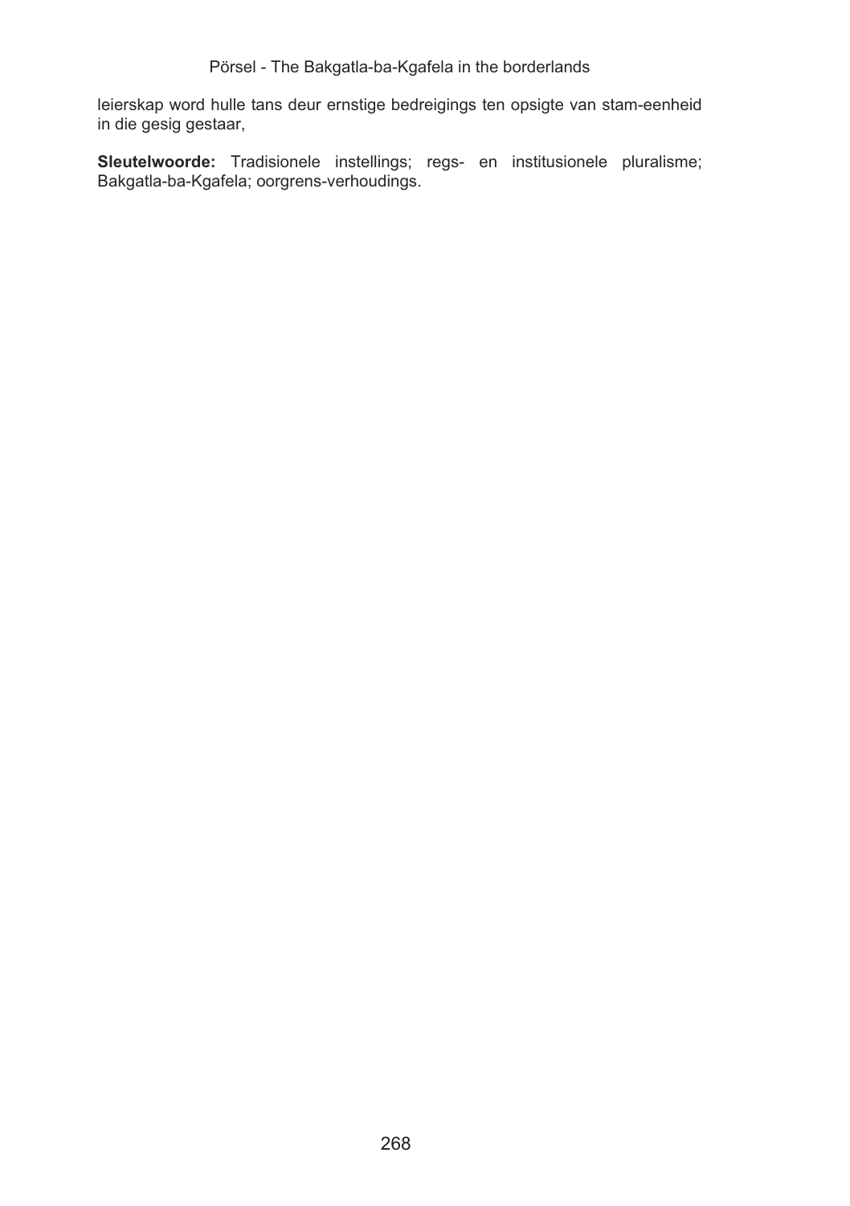leierskap word hulle tans deur ernstige bedreigings ten opsigte van stam-eenheid in die gesig gestaar,

**Sleutelwoorde:** Tradisionele instellings; regs- en institusionele pluralisme; Bakgatla-ba-Kgafela; oorgrens-verhoudings.